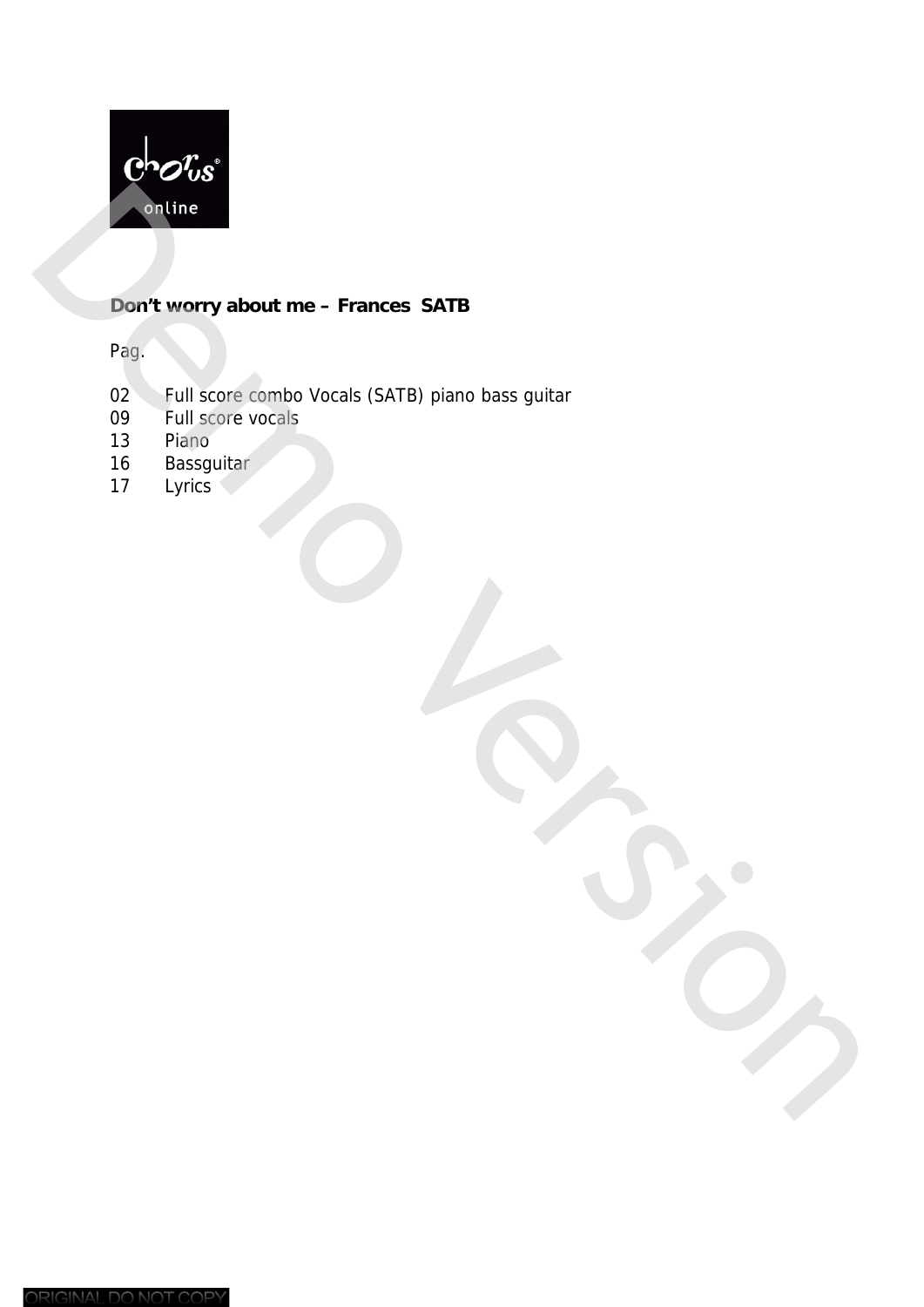**Don't worry about me – Frances  SATB**

Pag.

| | |
|---|---|
| 02 | Full score combo Vocals (SATB) piano bass guitar |
| 09 | Full score vocals |
| 13 | Piano |
| 16 | Bassguitar |
| 17 | Lyrics |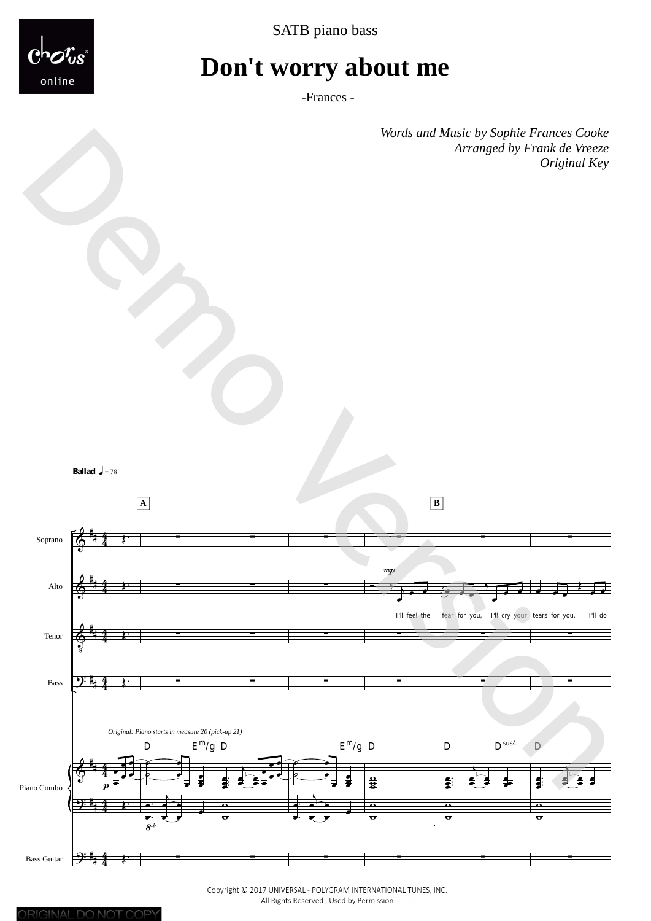SATB piano bass

# Don't worry about me

-Frances -

*Words and Music by Sophie Frances Cooke*
*Arranged by Frank de Vreeze*
*Original Key*

**Ballad** ♩ = 78

A

B

Soprano

Alto

*mp*

I'll feel the fear for you, I'll cry your tears for you. I'll do

Tenor

Bass

*Original: Piano starts in measure 20 (pick-up 21)*

D E$^{m}$/g D E$^{m}$/g D D D$^{sus4}$ D

Piano Combo

*p*

Bass Guitar

Copyright © 2017 UNIVERSAL - POLYGRAM INTERNATIONAL TUNES, INC.
All Rights Reserved Used by Permission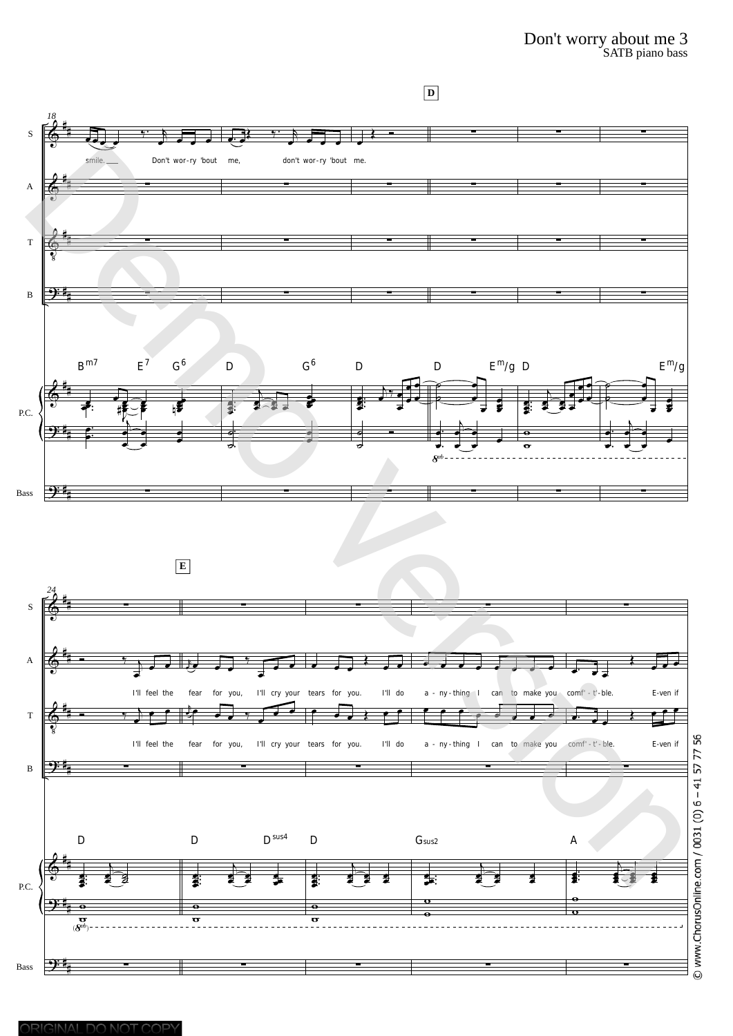# Don't worry about me 3

SATB piano bass

**D**

smile. Don't wor-ry 'bout me, don't wor-ry 'bout me.

$B^{m7}$ $E^7$ $G^6$ D $G^6$ D D $E^m$/g D $E^m$/g

**E**

I'll feel the fear for you, I'll cry your tears for you. I'll do a - ny - thing I can to make you comf' - t' - ble. E-ven if

I'll feel the fear for you, I'll cry your tears for you. I'll do a - ny - thing I can to make you comf' - t' - ble. E-ven if

D D $D^{sus4}$ D Gsus2 A

ORIGINAL DO NOT COPY

© www.ChorusOnline.com / 0031 (0) 6 – 41 57 77 56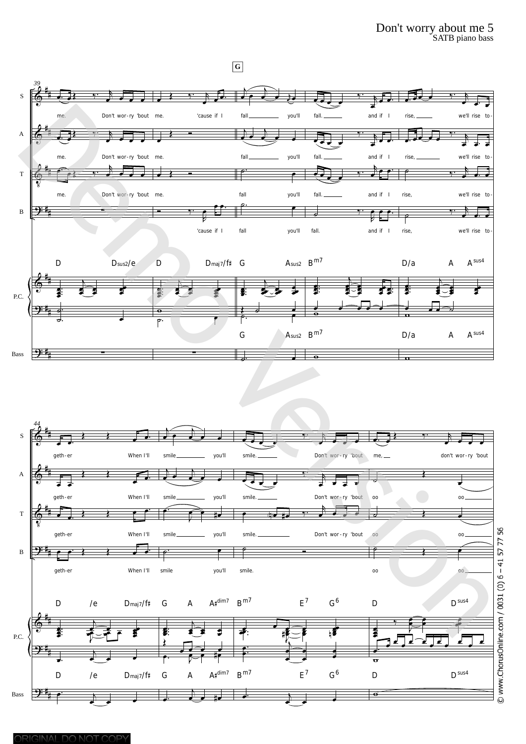# Don't worry about me 5

SATB piano bass

G

39

me. Don't wor-ry 'bout me. 'cause if I fall you'll fall. and if I rise, we'll rise to-

D Dsus2/e D Dmaj7/f# G Asus2 Bm7 D/a A Asus4

44

geth-er When I'll smile you'll smile. Don't wor-ry 'bout me, don't wor-ry 'bout

geth-er When I'll smile you'll smile. Don't wor-ry 'bout oo oo

D /e Dmaj7/f# G A A#dim7 Bm7 E7 G6 D Dsus4

© www.ChorusOnline.com / 0031 (0) 6 – 41 57 77 56

ORIGINAL DO NOT COPY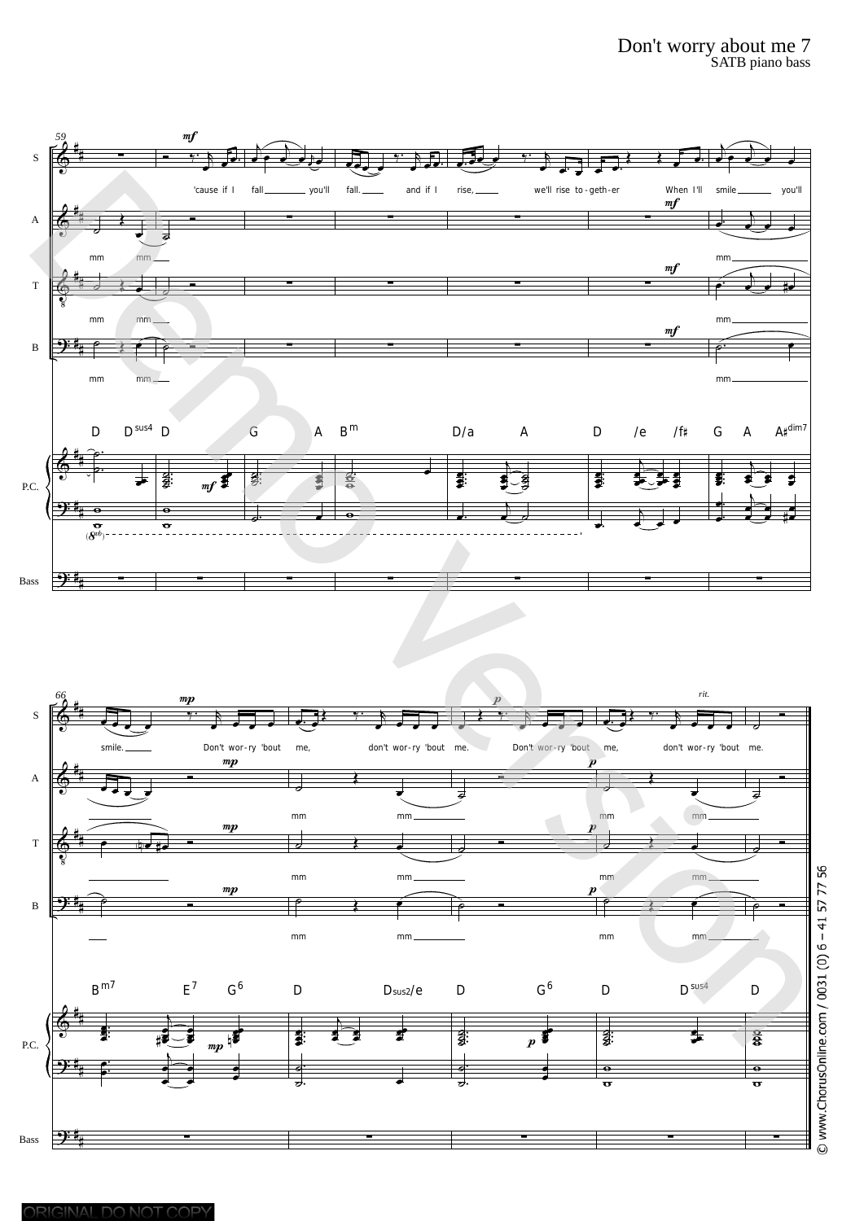# Don't worry about me 7

SATB piano bass

S: 'cause if I fall you'll fall. and if I rise, we'll rise to-geth-er When I'll smile you'll smile. Don't wor-ry 'bout me, don't wor-ry 'bout me. Don't wor-ry 'bout me, don't wor-ry 'bout me.

A: mm mm mm mm mm mm mm

T: mm mm mm mm mm mm mm

B: mm mm mm mm mm mm mm

P.C.: D Dsus4 D G A Bm D/a A D /e /f♯ G A A♯dim7 | Bm7 E7 G6 D Dsus2/e D G6 D Dsus4 D

© www.ChorusOnline.com / 0031 (0) 6 – 41 57 77 56

ORIGINAL DO NOT COPY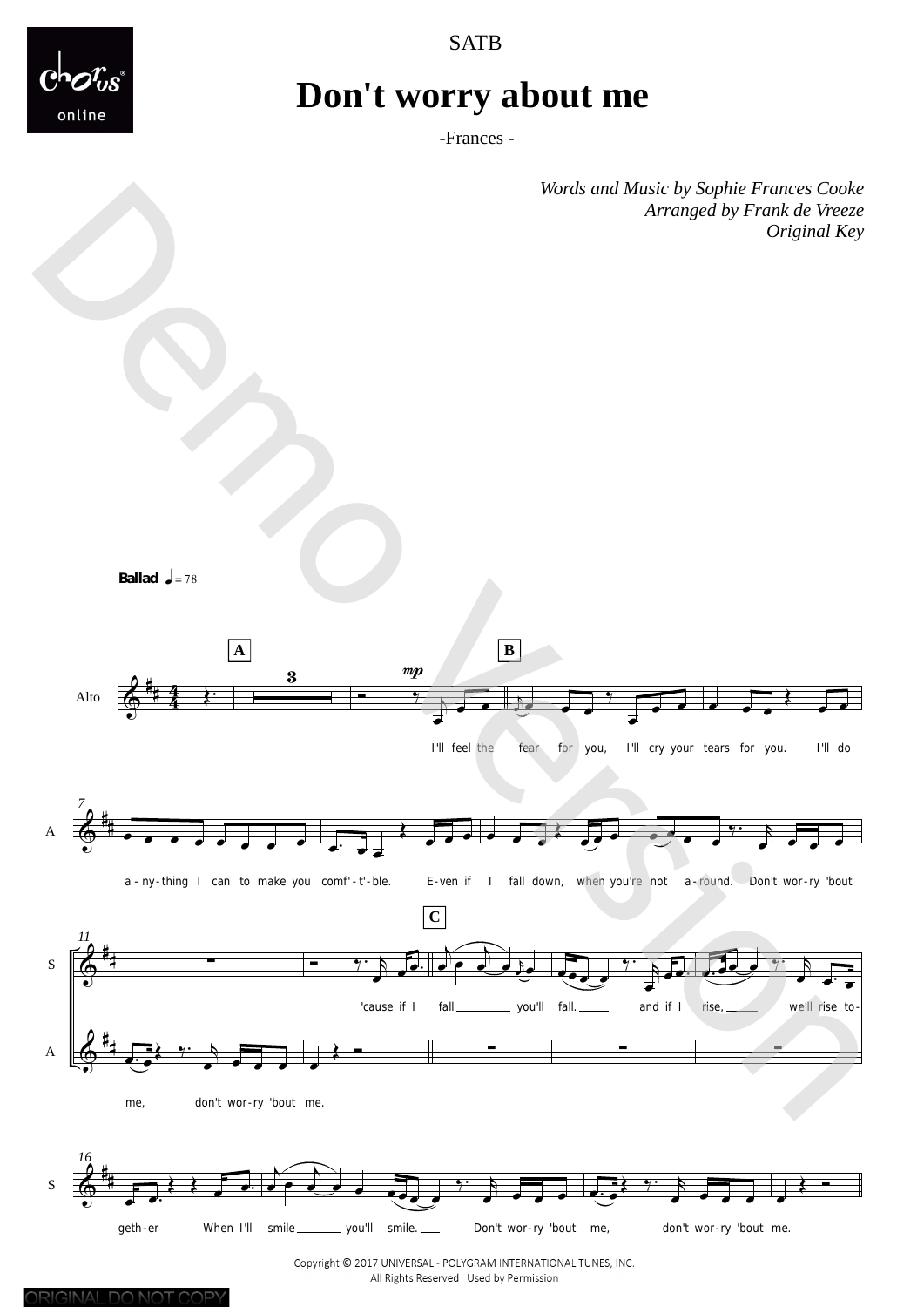SATB

# Don't worry about me

-Frances -

*Words and Music by Sophie Frances Cooke*
*Arranged by Frank de Vreeze*
*Original Key*

**Ballad** ♩= 78

A

B

Alto

I'll feel the fear for you, I'll cry your tears for you. I'll do

7

a - ny - thing I can to make you comf' - t' - ble. E - ven if I fall down, when you're not a - round. Don't wor - ry 'bout

C

11

S

'cause if I fall you'll fall. and if I rise, we'll rise to -

A

me, don't wor - ry 'bout me.

16

S

geth - er When I'll smile you'll smile. Don't wor - ry 'bout me, don't wor - ry 'bout me.

Copyright © 2017 UNIVERSAL - POLYGRAM INTERNATIONAL TUNES, INC.
All Rights Reserved Used by Permission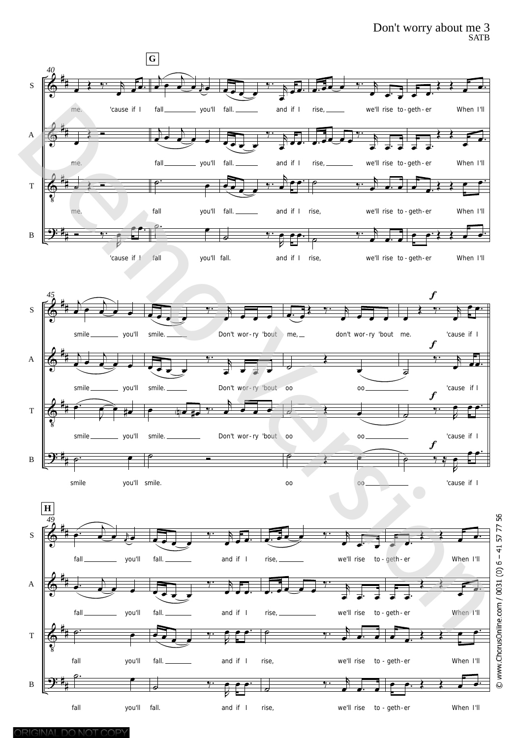Don't worry about me 3

SATB

**G**

**40**

S: me. 'cause if I fall you'll fall. and if I rise, we'll rise to-geth-er When I'll

A: me. fall you'll fall. and if I rise, we'll rise to-geth-er When I'll

T: me. fall you'll fall. and if I rise, we'll rise to-geth-er When I'll

B: 'cause if I fall you'll fall. and if I rise, we'll rise to-geth-er When I'll

**45**

S: smile you'll smile. Don't wor-ry 'bout me, don't wor-ry 'bout me. *f* 'cause if I

A: smile you'll smile. Don't wor-ry 'bout oo oo *f* 'cause if I

T: smile you'll smile. Don't wor-ry 'bout oo oo *f* 'cause if I

B: smile you'll smile. oo oo *f* 'cause if I

**H**

**49**

S: fall you'll fall. and if I rise, we'll rise to-geth-er When I'll

A: fall you'll fall. and if I rise, we'll rise to-geth-er When I'll

T: fall you'll fall. and if I rise, we'll rise to-geth-er When I'll

B: fall you'll fall. and if I rise, we'll rise to-geth-er When I'll

© www.ChorusOnline.com / 0031 (0) 6 – 41 57 77 56

ORIGINAL DO NOT COPY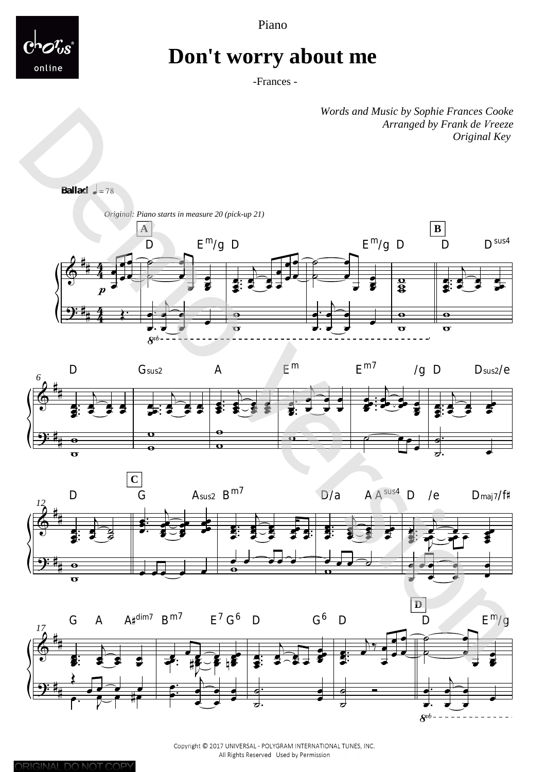Piano

# Don't worry about me

-Frances -

*Words and Music by Sophie Frances Cooke*
*Arranged by Frank de Vreeze*
*Original Key*

**Ballad** ♩ = 78

*Original: Piano starts in measure 20 (pick-up 21)*

Copyright © 2017 UNIVERSAL - POLYGRAM INTERNATIONAL TUNES, INC.
All Rights Reserved Used by Permission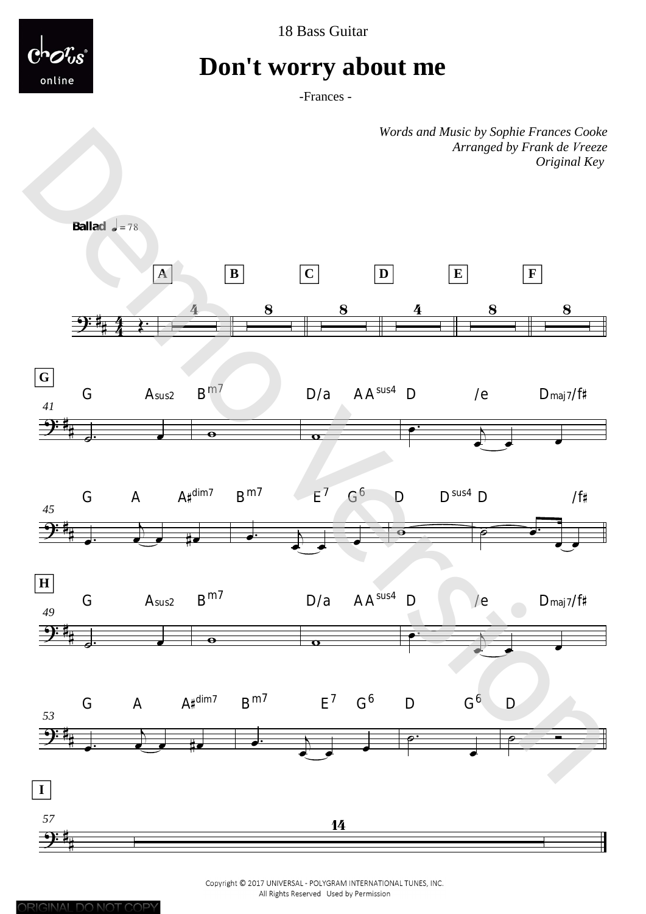18 Bass Guitar

# Don't worry about me

-Frances -

*Words and Music by Sophie Frances Cooke*
*Arranged by Frank de Vreeze*
*Original Key*

**Ballad** ♩= 78

A 4 | B 8 | C 8 | D 4 | E 8 | F 8

**G**

41 G Asus2 Bm7 D/a A Asus4 D /e Dmaj7/f♯

45 G A A♯dim7 Bm7 E7 G6 D Dsus4 D /f♯

**H**

49 G Asus2 Bm7 D/a A Asus4 D /e Dmaj7/f♯

53 G A A♯dim7 Bm7 E7 G6 D G6 D

**I**

57 14

Copyright © 2017 UNIVERSAL - POLYGRAM INTERNATIONAL TUNES, INC.
All Rights Reserved Used by Permission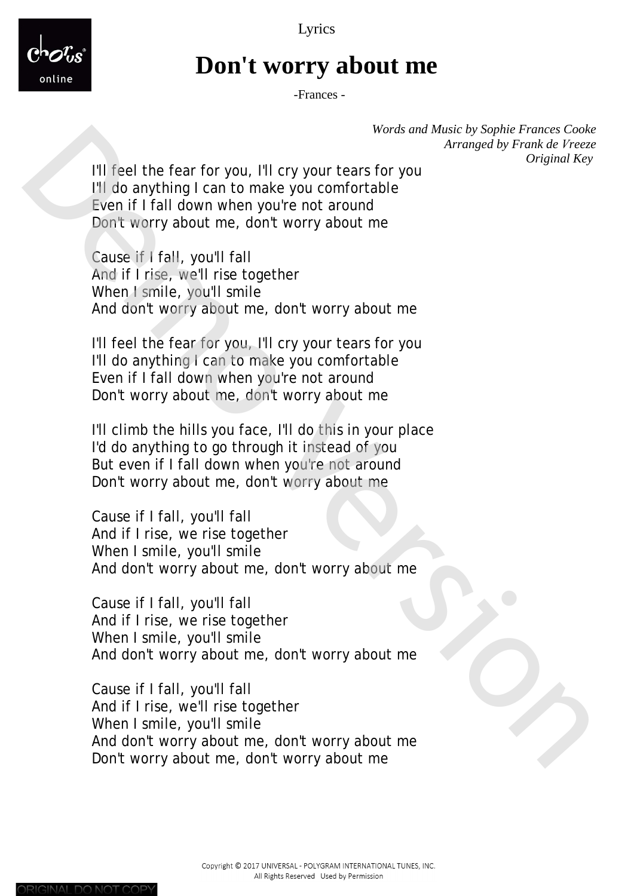Lyrics

# Don't worry about me

-Frances -

*Words and Music by Sophie Frances Cooke*
*Arranged by Frank de Vreeze*
*Original Key*

I'll feel the fear for you, I'll cry your tears for you
I'll do anything I can to make you comfortable
Even if I fall down when you're not around
Don't worry about me, don't worry about me

Cause if I fall, you'll fall
And if I rise, we'll rise together
When I smile, you'll smile
And don't worry about me, don't worry about me

I'll feel the fear for you, I'll cry your tears for you
I'll do anything I can to make you comfortable
Even if I fall down when you're not around
Don't worry about me, don't worry about me

I'll climb the hills you face, I'll do this in your place
I'd do anything to go through it instead of you
But even if I fall down when you're not around
Don't worry about me, don't worry about me

Cause if I fall, you'll fall
And if I rise, we rise together
When I smile, you'll smile
And don't worry about me, don't worry about me

Cause if I fall, you'll fall
And if I rise, we rise together
When I smile, you'll smile
And don't worry about me, don't worry about me

Cause if I fall, you'll fall
And if I rise, we'll rise together
When I smile, you'll smile
And don't worry about me, don't worry about me
Don't worry about me, don't worry about me

Copyright © 2017 UNIVERSAL - POLYGRAM INTERNATIONAL TUNES, INC.
All Rights Reserved Used by Permission